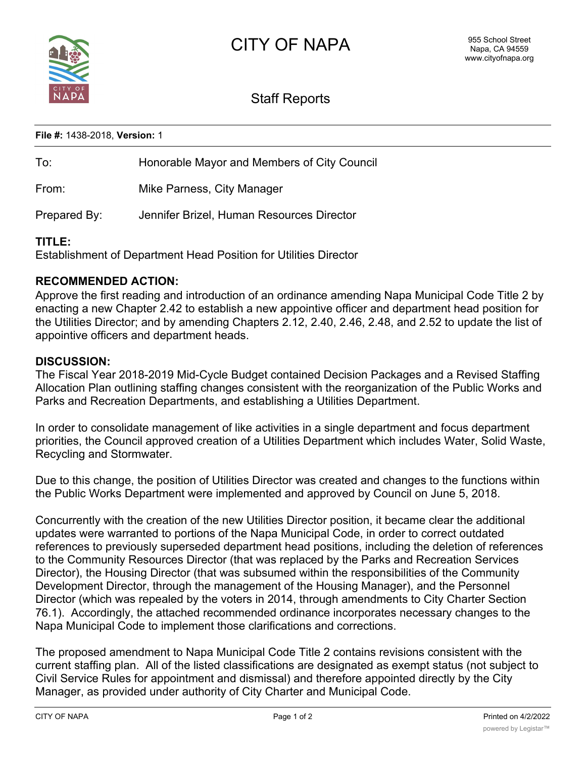# CITY OF NAPA

955 School Street
Napa, CA 94559
www.cityofnapa.org

## Staff Reports

**File #:** 1438-2018, **Version:** 1

To: Honorable Mayor and Members of City Council

From: Mike Parness, City Manager

Prepared By: Jennifer Brizel, Human Resources Director

**TITLE:**
Establishment of Department Head Position for Utilities Director

**RECOMMENDED ACTION:**
Approve the first reading and introduction of an ordinance amending Napa Municipal Code Title 2 by enacting a new Chapter 2.42 to establish a new appointive officer and department head position for the Utilities Director; and by amending Chapters 2.12, 2.40, 2.46, 2.48, and 2.52 to update the list of appointive officers and department heads.

**DISCUSSION:**
The Fiscal Year 2018-2019 Mid-Cycle Budget contained Decision Packages and a Revised Staffing Allocation Plan outlining staffing changes consistent with the reorganization of the Public Works and Parks and Recreation Departments, and establishing a Utilities Department.

In order to consolidate management of like activities in a single department and focus department priorities, the Council approved creation of a Utilities Department which includes Water, Solid Waste, Recycling and Stormwater.

Due to this change, the position of Utilities Director was created and changes to the functions within the Public Works Department were implemented and approved by Council on June 5, 2018.

Concurrently with the creation of the new Utilities Director position, it became clear the additional updates were warranted to portions of the Napa Municipal Code, in order to correct outdated references to previously superseded department head positions, including the deletion of references to the Community Resources Director (that was replaced by the Parks and Recreation Services Director), the Housing Director (that was subsumed within the responsibilities of the Community Development Director, through the management of the Housing Manager), and the Personnel Director (which was repealed by the voters in 2014, through amendments to City Charter Section 76.1). Accordingly, the attached recommended ordinance incorporates necessary changes to the Napa Municipal Code to implement those clarifications and corrections.

The proposed amendment to Napa Municipal Code Title 2 contains revisions consistent with the current staffing plan. All of the listed classifications are designated as exempt status (not subject to Civil Service Rules for appointment and dismissal) and therefore appointed directly by the City Manager, as provided under authority of City Charter and Municipal Code.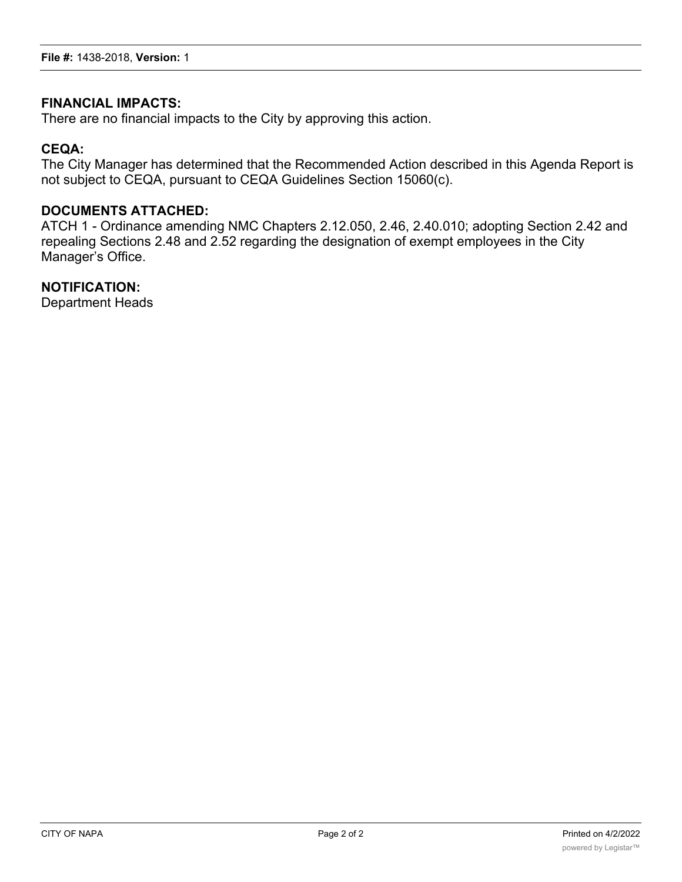## FINANCIAL IMPACTS:

There are no financial impacts to the City by approving this action.

## CEQA:

The City Manager has determined that the Recommended Action described in this Agenda Report is not subject to CEQA, pursuant to CEQA Guidelines Section 15060(c).

## DOCUMENTS ATTACHED:

ATCH 1 - Ordinance amending NMC Chapters 2.12.050, 2.46, 2.40.010; adopting Section 2.42 and repealing Sections 2.48 and 2.52 regarding the designation of exempt employees in the City Manager's Office.

## NOTIFICATION:

Department Heads